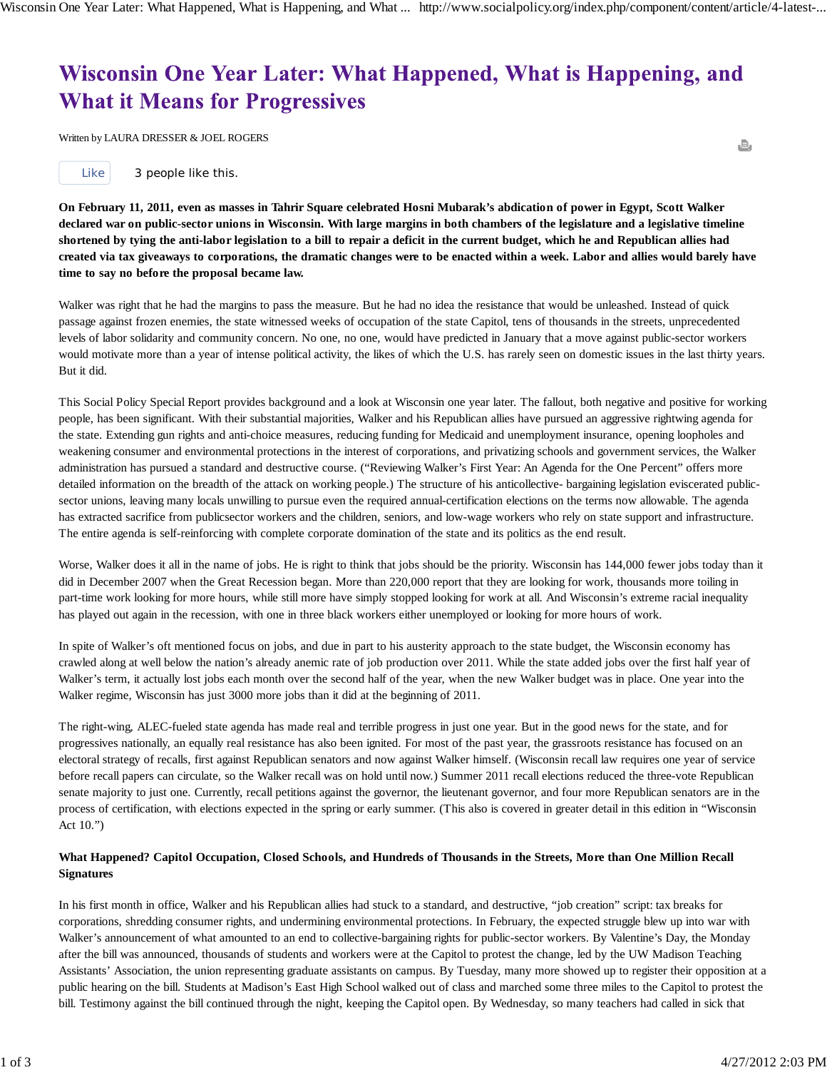# Wisconsin One Year Later: What Happened, What is Happening, and What it Means for Progressives

Written by LAURA DRESSER & JOEL ROGERS

Like 3 people like this.

**On February 11, 2011, even as masses in Tahrir Square celebrated Hosni Mubarak's abdication of power in Egypt, Scott Walker declared war on public-sector unions in Wisconsin. With large margins in both chambers of the legislature and a legislative timeline shortened by tying the anti-labor legislation to a bill to repair a deficit in the current budget, which he and Republican allies had created via tax giveaways to corporations, the dramatic changes were to be enacted within a week. Labor and allies would barely have time to say no before the proposal became law.**

Walker was right that he had the margins to pass the measure. But he had no idea the resistance that would be unleashed. Instead of quick passage against frozen enemies, the state witnessed weeks of occupation of the state Capitol, tens of thousands in the streets, unprecedented levels of labor solidarity and community concern. No one, no one, would have predicted in January that a move against public-sector workers would motivate more than a year of intense political activity, the likes of which the U.S. has rarely seen on domestic issues in the last thirty years. But it did.

This Social Policy Special Report provides background and a look at Wisconsin one year later. The fallout, both negative and positive for working people, has been significant. With their substantial majorities, Walker and his Republican allies have pursued an aggressive rightwing agenda for the state. Extending gun rights and anti-choice measures, reducing funding for Medicaid and unemployment insurance, opening loopholes and weakening consumer and environmental protections in the interest of corporations, and privatizing schools and government services, the Walker administration has pursued a standard and destructive course. ("Reviewing Walker's First Year: An Agenda for the One Percent" offers more detailed information on the breadth of the attack on working people.) The structure of his anticollective- bargaining legislation eviscerated public-sector unions, leaving many locals unwilling to pursue even the required annual-certification elections on the terms now allowable. The agenda has extracted sacrifice from publicsector workers and the children, seniors, and low-wage workers who rely on state support and infrastructure. The entire agenda is self-reinforcing with complete corporate domination of the state and its politics as the end result.

Worse, Walker does it all in the name of jobs. He is right to think that jobs should be the priority. Wisconsin has 144,000 fewer jobs today than it did in December 2007 when the Great Recession began. More than 220,000 report that they are looking for work, thousands more toiling in part-time work looking for more hours, while still more have simply stopped looking for work at all. And Wisconsin's extreme racial inequality has played out again in the recession, with one in three black workers either unemployed or looking for more hours of work.

In spite of Walker's oft mentioned focus on jobs, and due in part to his austerity approach to the state budget, the Wisconsin economy has crawled along at well below the nation's already anemic rate of job production over 2011. While the state added jobs over the first half year of Walker's term, it actually lost jobs each month over the second half of the year, when the new Walker budget was in place. One year into the Walker regime, Wisconsin has just 3000 more jobs than it did at the beginning of 2011.

The right-wing, ALEC-fueled state agenda has made real and terrible progress in just one year. But in the good news for the state, and for progressives nationally, an equally real resistance has also been ignited. For most of the past year, the grassroots resistance has focused on an electoral strategy of recalls, first against Republican senators and now against Walker himself. (Wisconsin recall law requires one year of service before recall papers can circulate, so the Walker recall was on hold until now.) Summer 2011 recall elections reduced the three-vote Republican senate majority to just one. Currently, recall petitions against the governor, the lieutenant governor, and four more Republican senators are in the process of certification, with elections expected in the spring or early summer. (This also is covered in greater detail in this edition in "Wisconsin Act 10.")

**What Happened? Capitol Occupation, Closed Schools, and Hundreds of Thousands in the Streets, More than One Million Recall Signatures**

In his first month in office, Walker and his Republican allies had stuck to a standard, and destructive, "job creation" script: tax breaks for corporations, shredding consumer rights, and undermining environmental protections. In February, the expected struggle blew up into war with Walker's announcement of what amounted to an end to collective-bargaining rights for public-sector workers. By Valentine's Day, the Monday after the bill was announced, thousands of students and workers were at the Capitol to protest the change, led by the UW Madison Teaching Assistants' Association, the union representing graduate assistants on campus. By Tuesday, many more showed up to register their opposition at a public hearing on the bill. Students at Madison's East High School walked out of class and marched some three miles to the Capitol to protest the bill. Testimony against the bill continued through the night, keeping the Capitol open. By Wednesday, so many teachers had called in sick that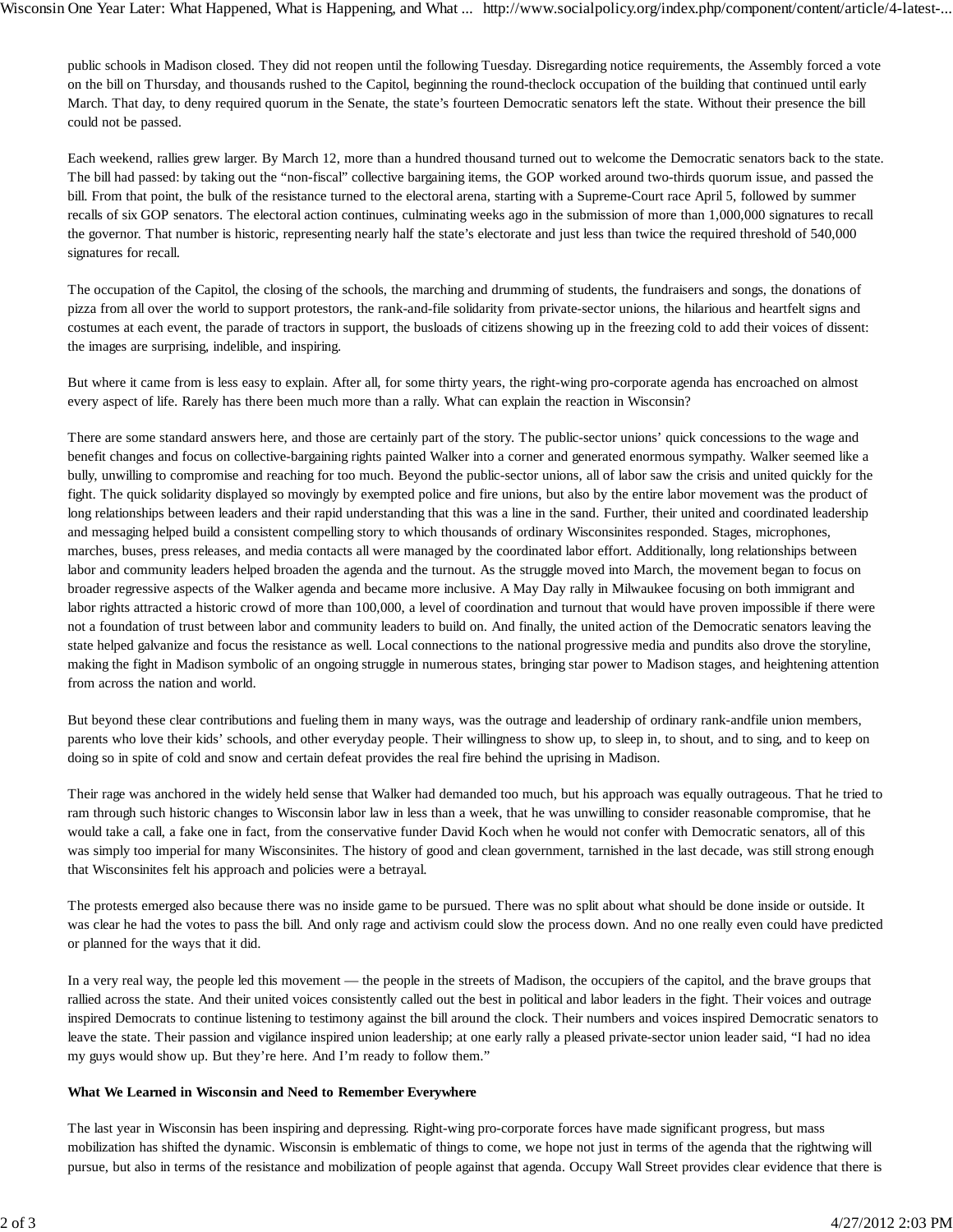public schools in Madison closed. They did not reopen until the following Tuesday. Disregarding notice requirements, the Assembly forced a vote on the bill on Thursday, and thousands rushed to the Capitol, beginning the round-theclock occupation of the building that continued until early March. That day, to deny required quorum in the Senate, the state's fourteen Democratic senators left the state. Without their presence the bill could not be passed.

Each weekend, rallies grew larger. By March 12, more than a hundred thousand turned out to welcome the Democratic senators back to the state. The bill had passed: by taking out the "non-fiscal" collective bargaining items, the GOP worked around two-thirds quorum issue, and passed the bill. From that point, the bulk of the resistance turned to the electoral arena, starting with a Supreme-Court race April 5, followed by summer recalls of six GOP senators. The electoral action continues, culminating weeks ago in the submission of more than 1,000,000 signatures to recall the governor. That number is historic, representing nearly half the state's electorate and just less than twice the required threshold of 540,000 signatures for recall.

The occupation of the Capitol, the closing of the schools, the marching and drumming of students, the fundraisers and songs, the donations of pizza from all over the world to support protestors, the rank-and-file solidarity from private-sector unions, the hilarious and heartfelt signs and costumes at each event, the parade of tractors in support, the busloads of citizens showing up in the freezing cold to add their voices of dissent: the images are surprising, indelible, and inspiring.

But where it came from is less easy to explain. After all, for some thirty years, the right-wing pro-corporate agenda has encroached on almost every aspect of life. Rarely has there been much more than a rally. What can explain the reaction in Wisconsin?

There are some standard answers here, and those are certainly part of the story. The public-sector unions' quick concessions to the wage and benefit changes and focus on collective-bargaining rights painted Walker into a corner and generated enormous sympathy. Walker seemed like a bully, unwilling to compromise and reaching for too much. Beyond the public-sector unions, all of labor saw the crisis and united quickly for the fight. The quick solidarity displayed so movingly by exempted police and fire unions, but also by the entire labor movement was the product of long relationships between leaders and their rapid understanding that this was a line in the sand. Further, their united and coordinated leadership and messaging helped build a consistent compelling story to which thousands of ordinary Wisconsinites responded. Stages, microphones, marches, buses, press releases, and media contacts all were managed by the coordinated labor effort. Additionally, long relationships between labor and community leaders helped broaden the agenda and the turnout. As the struggle moved into March, the movement began to focus on broader regressive aspects of the Walker agenda and became more inclusive. A May Day rally in Milwaukee focusing on both immigrant and labor rights attracted a historic crowd of more than 100,000, a level of coordination and turnout that would have proven impossible if there were not a foundation of trust between labor and community leaders to build on. And finally, the united action of the Democratic senators leaving the state helped galvanize and focus the resistance as well. Local connections to the national progressive media and pundits also drove the storyline, making the fight in Madison symbolic of an ongoing struggle in numerous states, bringing star power to Madison stages, and heightening attention from across the nation and world.

But beyond these clear contributions and fueling them in many ways, was the outrage and leadership of ordinary rank-andfile union members, parents who love their kids' schools, and other everyday people. Their willingness to show up, to sleep in, to shout, and to sing, and to keep on doing so in spite of cold and snow and certain defeat provides the real fire behind the uprising in Madison.

Their rage was anchored in the widely held sense that Walker had demanded too much, but his approach was equally outrageous. That he tried to ram through such historic changes to Wisconsin labor law in less than a week, that he was unwilling to consider reasonable compromise, that he would take a call, a fake one in fact, from the conservative funder David Koch when he would not confer with Democratic senators, all of this was simply too imperial for many Wisconsinites. The history of good and clean government, tarnished in the last decade, was still strong enough that Wisconsinites felt his approach and policies were a betrayal.

The protests emerged also because there was no inside game to be pursued. There was no split about what should be done inside or outside. It was clear he had the votes to pass the bill. And only rage and activism could slow the process down. And no one really even could have predicted or planned for the ways that it did.

In a very real way, the people led this movement — the people in the streets of Madison, the occupiers of the capitol, and the brave groups that rallied across the state. And their united voices consistently called out the best in political and labor leaders in the fight. Their voices and outrage inspired Democrats to continue listening to testimony against the bill around the clock. Their numbers and voices inspired Democratic senators to leave the state. Their passion and vigilance inspired union leadership; at one early rally a pleased private-sector union leader said, "I had no idea my guys would show up. But they're here. And I'm ready to follow them."

**What We Learned in Wisconsin and Need to Remember Everywhere**

The last year in Wisconsin has been inspiring and depressing. Right-wing pro-corporate forces have made significant progress, but mass mobilization has shifted the dynamic. Wisconsin is emblematic of things to come, we hope not just in terms of the agenda that the rightwing will pursue, but also in terms of the resistance and mobilization of people against that agenda. Occupy Wall Street provides clear evidence that there is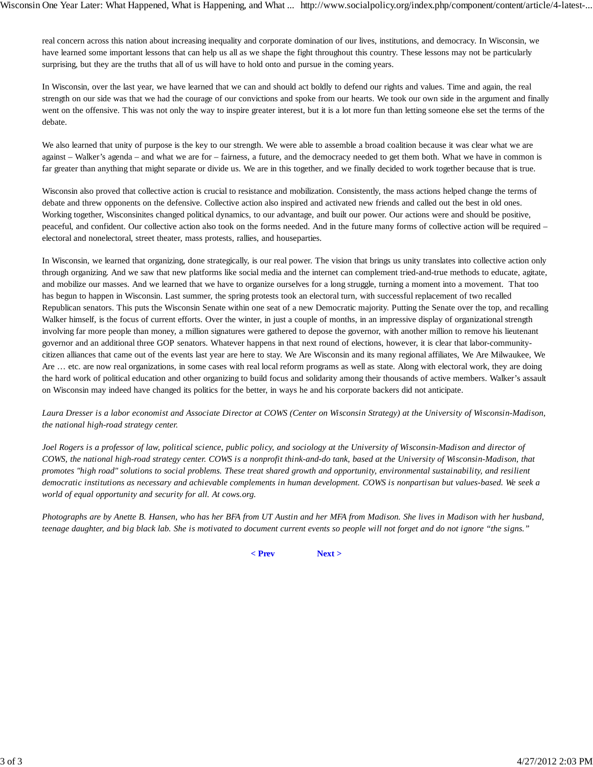real concern across this nation about increasing inequality and corporate domination of our lives, institutions, and democracy. In Wisconsin, we have learned some important lessons that can help us all as we shape the fight throughout this country. These lessons may not be particularly surprising, but they are the truths that all of us will have to hold onto and pursue in the coming years.

In Wisconsin, over the last year, we have learned that we can and should act boldly to defend our rights and values. Time and again, the real strength on our side was that we had the courage of our convictions and spoke from our hearts. We took our own side in the argument and finally went on the offensive. This was not only the way to inspire greater interest, but it is a lot more fun than letting someone else set the terms of the debate.

We also learned that unity of purpose is the key to our strength. We were able to assemble a broad coalition because it was clear what we are against – Walker's agenda – and what we are for – fairness, a future, and the democracy needed to get them both. What we have in common is far greater than anything that might separate or divide us. We are in this together, and we finally decided to work together because that is true.

Wisconsin also proved that collective action is crucial to resistance and mobilization. Consistently, the mass actions helped change the terms of debate and threw opponents on the defensive. Collective action also inspired and activated new friends and called out the best in old ones. Working together, Wisconsinites changed political dynamics, to our advantage, and built our power. Our actions were and should be positive, peaceful, and confident. Our collective action also took on the forms needed. And in the future many forms of collective action will be required – electoral and nonelectoral, street theater, mass protests, rallies, and houseparties.

In Wisconsin, we learned that organizing, done strategically, is our real power. The vision that brings us unity translates into collective action only through organizing. And we saw that new platforms like social media and the internet can complement tried-and-true methods to educate, agitate, and mobilize our masses. And we learned that we have to organize ourselves for a long struggle, turning a moment into a movement. That too has begun to happen in Wisconsin. Last summer, the spring protests took an electoral turn, with successful replacement of two recalled Republican senators. This puts the Wisconsin Senate within one seat of a new Democratic majority. Putting the Senate over the top, and recalling Walker himself, is the focus of current efforts. Over the winter, in just a couple of months, in an impressive display of organizational strength involving far more people than money, a million signatures were gathered to depose the governor, with another million to remove his lieutenant governor and an additional three GOP senators. Whatever happens in that next round of elections, however, it is clear that labor-community-citizen alliances that came out of the events last year are here to stay. We Are Wisconsin and its many regional affiliates, We Are Milwaukee, We Are … etc. are now real organizations, in some cases with real local reform programs as well as state. Along with electoral work, they are doing the hard work of political education and other organizing to build focus and solidarity among their thousands of active members. Walker's assault on Wisconsin may indeed have changed its politics for the better, in ways he and his corporate backers did not anticipate.

*Laura Dresser is a labor economist and Associate Director at COWS (Center on Wisconsin Strategy) at the University of Wisconsin-Madison, the national high-road strategy center.*

*Joel Rogers is a professor of law, political science, public policy, and sociology at the University of Wisconsin-Madison and director of COWS, the national high-road strategy center. COWS is a nonprofit think-and-do tank, based at the University of Wisconsin-Madison, that promotes "high road" solutions to social problems. These treat shared growth and opportunity, environmental sustainability, and resilient democratic institutions as necessary and achievable complements in human development. COWS is nonpartisan but values-based. We seek a world of equal opportunity and security for all. At cows.org.*

*Photographs are by Anette B. Hansen, who has her BFA from UT Austin and her MFA from Madison. She lives in Madison with her husband, teenage daughter, and big black lab. She is motivated to document current events so people will not forget and do not ignore "the signs."*

**< Prev** **Next >**